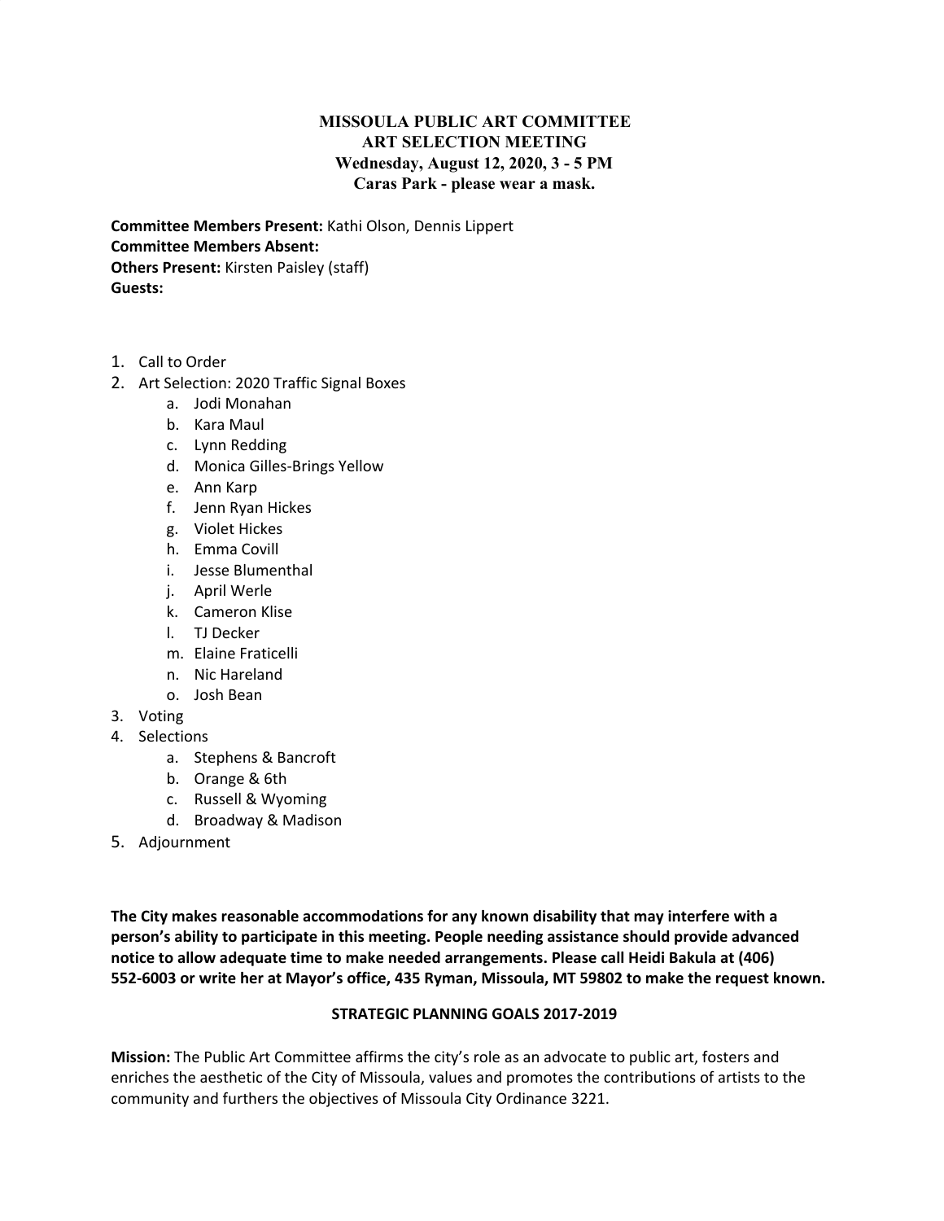# MISSOULA PUBLIC ART COMMITTEE
## ART SELECTION MEETING
**Wednesday, August 12, 2020, 3 - 5 PM**
**Caras Park - please wear a mask.**

**Committee Members Present:** Kathi Olson, Dennis Lippert
**Committee Members Absent:**
**Others Present:** Kirsten Paisley (staff)
**Guests:**

1. Call to Order
2. Art Selection: 2020 Traffic Signal Boxes
   a. Jodi Monahan
   b. Kara Maul
   c. Lynn Redding
   d. Monica Gilles-Brings Yellow
   e. Ann Karp
   f. Jenn Ryan Hickes
   g. Violet Hickes
   h. Emma Covill
   i. Jesse Blumenthal
   j. April Werle
   k. Cameron Klise
   l. TJ Decker
   m. Elaine Fraticelli
   n. Nic Hareland
   o. Josh Bean
3. Voting
4. Selections
   a. Stephens & Bancroft
   b. Orange & 6th
   c. Russell & Wyoming
   d. Broadway & Madison
5. Adjournment

**The City makes reasonable accommodations for any known disability that may interfere with a person's ability to participate in this meeting. People needing assistance should provide advanced notice to allow adequate time to make needed arrangements. Please call Heidi Bakula at (406) 552-6003 or write her at Mayor's office, 435 Ryman, Missoula, MT 59802 to make the request known.**

**STRATEGIC PLANNING GOALS 2017-2019**

**Mission:** The Public Art Committee affirms the city's role as an advocate to public art, fosters and enriches the aesthetic of the City of Missoula, values and promotes the contributions of artists to the community and furthers the objectives of Missoula City Ordinance 3221.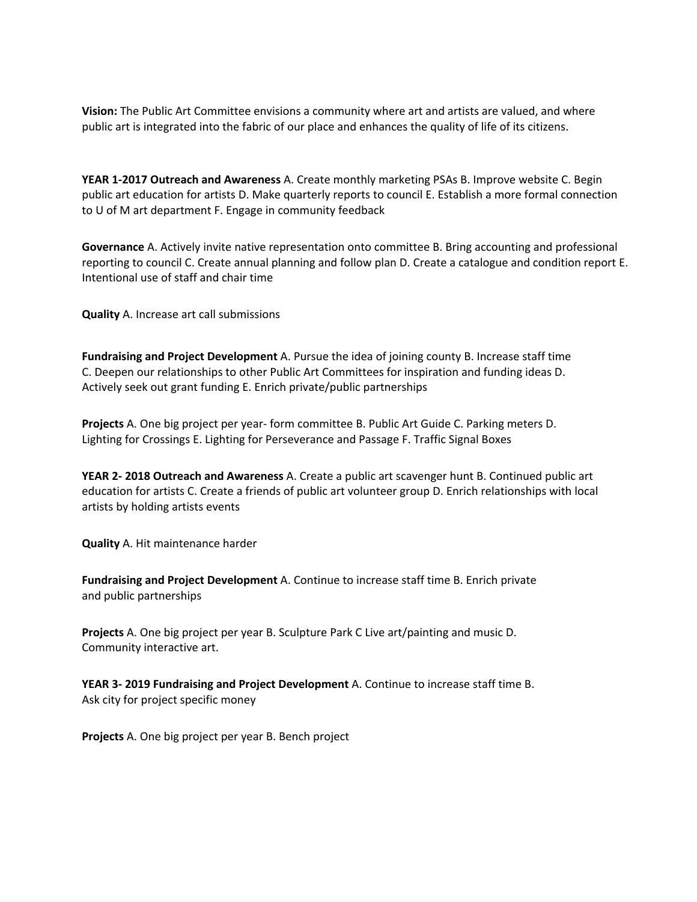**Vision:** The Public Art Committee envisions a community where art and artists are valued, and where public art is integrated into the fabric of our place and enhances the quality of life of its citizens.

**YEAR 1-2017 Outreach and Awareness** A. Create monthly marketing PSAs B. Improve website C. Begin public art education for artists D. Make quarterly reports to council E. Establish a more formal connection to U of M art department F. Engage in community feedback

**Governance** A. Actively invite native representation onto committee B. Bring accounting and professional reporting to council C. Create annual planning and follow plan D. Create a catalogue and condition report E. Intentional use of staff and chair time

**Quality** A. Increase art call submissions

**Fundraising and Project Development** A. Pursue the idea of joining county B. Increase staff time C. Deepen our relationships to other Public Art Committees for inspiration and funding ideas D. Actively seek out grant funding E. Enrich private/public partnerships

**Projects** A. One big project per year- form committee B. Public Art Guide C. Parking meters D. Lighting for Crossings E. Lighting for Perseverance and Passage F. Traffic Signal Boxes

**YEAR 2- 2018 Outreach and Awareness** A. Create a public art scavenger hunt B. Continued public art education for artists C. Create a friends of public art volunteer group D. Enrich relationships with local artists by holding artists events

**Quality** A. Hit maintenance harder

**Fundraising and Project Development** A. Continue to increase staff time B. Enrich private and public partnerships

**Projects** A. One big project per year B. Sculpture Park C Live art/painting and music D. Community interactive art.

**YEAR 3- 2019 Fundraising and Project Development** A. Continue to increase staff time B. Ask city for project specific money

**Projects** A. One big project per year B. Bench project